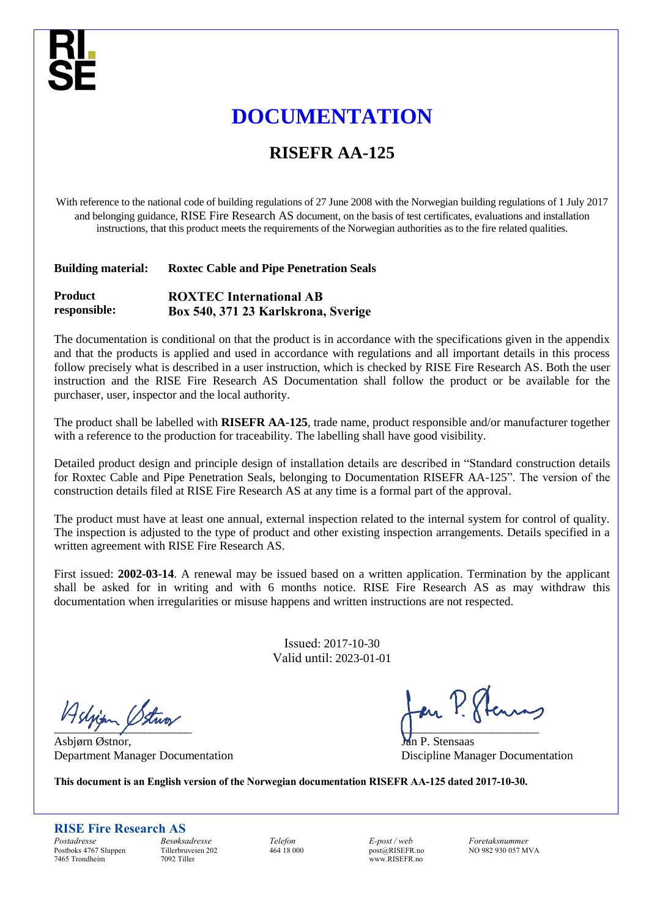RI.
SE

# DOCUMENTATION

## RISEFR AA-125

With reference to the national code of building regulations of 27 June 2008 with the Norwegian building regulations of 1 July 2017 and belonging guidance, RISE Fire Research AS document, on the basis of test certificates, evaluations and installation instructions, that this product meets the requirements of the Norwegian authorities as to the fire related qualities.

**Building material:** **Roxtec Cable and Pipe Penetration Seals**

**Product responsible:** **ROXTEC International AB**
**Box 540, 371 23 Karlskrona, Sverige**

The documentation is conditional on that the product is in accordance with the specifications given in the appendix and that the products is applied and used in accordance with regulations and all important details in this process follow precisely what is described in a user instruction, which is checked by RISE Fire Research AS. Both the user instruction and the RISE Fire Research AS Documentation shall follow the product or be available for the purchaser, user, inspector and the local authority.

The product shall be labelled with **RISEFR AA-125**, trade name, product responsible and/or manufacturer together with a reference to the production for traceability. The labelling shall have good visibility.

Detailed product design and principle design of installation details are described in "Standard construction details for Roxtec Cable and Pipe Penetration Seals, belonging to Documentation RISEFR AA-125". The version of the construction details filed at RISE Fire Research AS at any time is a formal part of the approval.

The product must have at least one annual, external inspection related to the internal system for control of quality. The inspection is adjusted to the type of product and other existing inspection arrangements. Details specified in a written agreement with RISE Fire Research AS.

First issued: **2002-03-14**. A renewal may be issued based on a written application. Termination by the applicant shall be asked for in writing and with 6 months notice. RISE Fire Research AS as may withdraw this documentation when irregularities or misuse happens and written instructions are not respected.

Issued: 2017-10-30
Valid until: 2023-01-01

Asbjørn Østnor,
Department Manager Documentation

Jan P. Stensaas
Discipline Manager Documentation

**This document is an English version of the Norwegian documentation RISEFR AA-125 dated 2017-10-30.**

**RISE Fire Research AS**

| *Postadresse* | *Besøksadresse* | *Telefon* | *E-post / web* | *Foretaksnummer* |
|---|---|---|---|---|
| Postboks 4767 Sluppen<br>7465 Trondheim | Tillerbruveien 202<br>7092 Tiller | 464 18 000 | post@RISEFR.no<br>www.RISEFR.no | NO 982 930 057 MVA |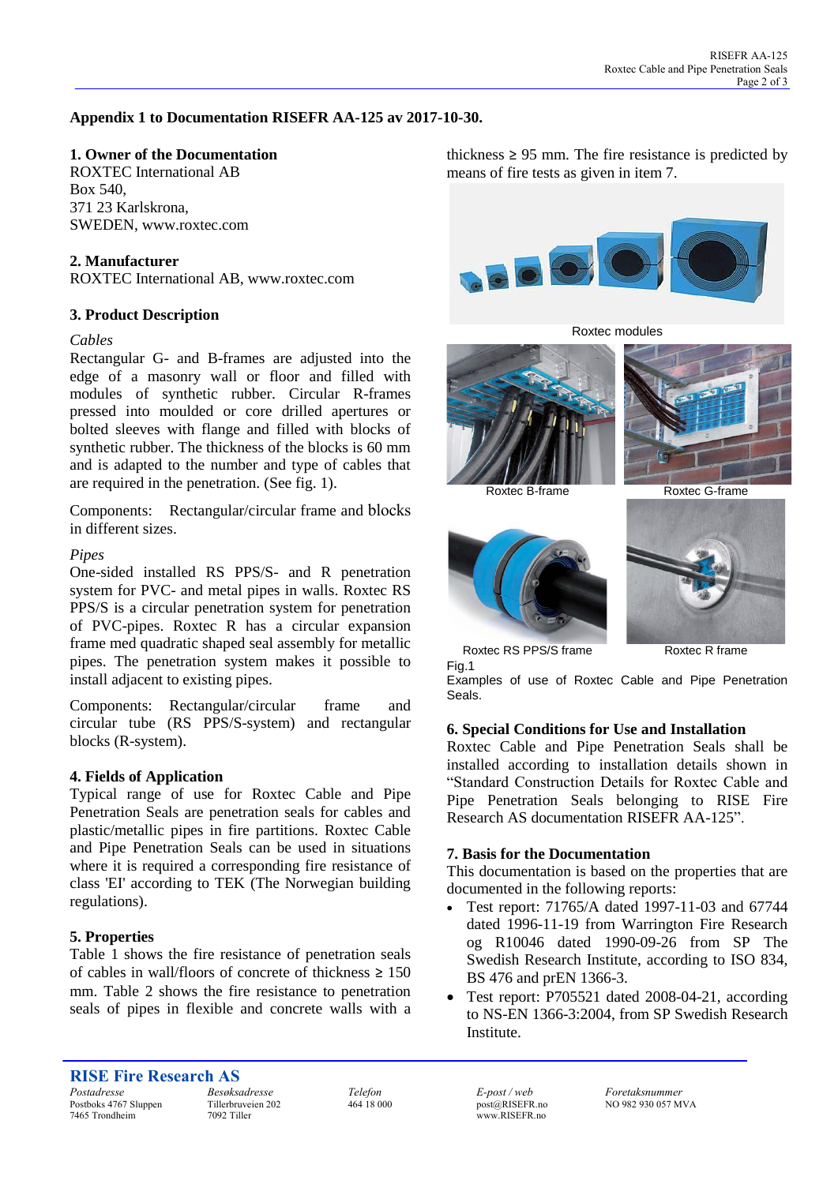**Appendix 1 to Documentation RISEFR AA-125 av 2017-10-30.**

## 1. Owner of the Documentation

ROXTEC International AB
Box 540,
371 23 Karlskrona,
SWEDEN, www.roxtec.com

## 2. Manufacturer

ROXTEC International AB, www.roxtec.com

## 3. Product Description

*Cables*

Rectangular G- and B-frames are adjusted into the edge of a masonry wall or floor and filled with modules of synthetic rubber. Circular R-frames pressed into moulded or core drilled apertures or bolted sleeves with flange and filled with blocks of synthetic rubber. The thickness of the blocks is 60 mm and is adapted to the number and type of cables that are required in the penetration. (See fig. 1).

Components: Rectangular/circular frame and blocks in different sizes.

*Pipes*

One-sided installed RS PPS/S- and R penetration system for PVC- and metal pipes in walls. Roxtec RS PPS/S is a circular penetration system for penetration of PVC-pipes. Roxtec R has a circular expansion frame med quadratic shaped seal assembly for metallic pipes. The penetration system makes it possible to install adjacent to existing pipes.

Components: Rectangular/circular frame and circular tube (RS PPS/S-system) and rectangular blocks (R-system).

## 4. Fields of Application

Typical range of use for Roxtec Cable and Pipe Penetration Seals are penetration seals for cables and plastic/metallic pipes in fire partitions. Roxtec Cable and Pipe Penetration Seals can be used in situations where it is required a corresponding fire resistance of class 'EI' according to TEK (The Norwegian building regulations).

## 5. Properties

Table 1 shows the fire resistance of penetration seals of cables in wall/floors of concrete of thickness ≥ 150 mm. Table 2 shows the fire resistance to penetration seals of pipes in flexible and concrete walls with a thickness ≥ 95 mm. The fire resistance is predicted by means of fire tests as given in item 7.

Roxtec modules

Roxtec B-frame

Roxtec G-frame

Roxtec RS PPS/S frame

Roxtec R frame

Fig.1
Examples of use of Roxtec Cable and Pipe Penetration Seals.

## 6. Special Conditions for Use and Installation

Roxtec Cable and Pipe Penetration Seals shall be installed according to installation details shown in "Standard Construction Details for Roxtec Cable and Pipe Penetration Seals belonging to RISE Fire Research AS documentation RISEFR AA-125".

## 7. Basis for the Documentation

This documentation is based on the properties that are documented in the following reports:

- Test report: 71765/A dated 1997-11-03 and 67744 dated 1996-11-19 from Warrington Fire Research og R10046 dated 1990-09-26 from SP The Swedish Research Institute, according to ISO 834, BS 476 and prEN 1366-3.
- Test report: P705521 dated 2008-04-21, according to NS-EN 1366-3:2004, from SP Swedish Research Institute.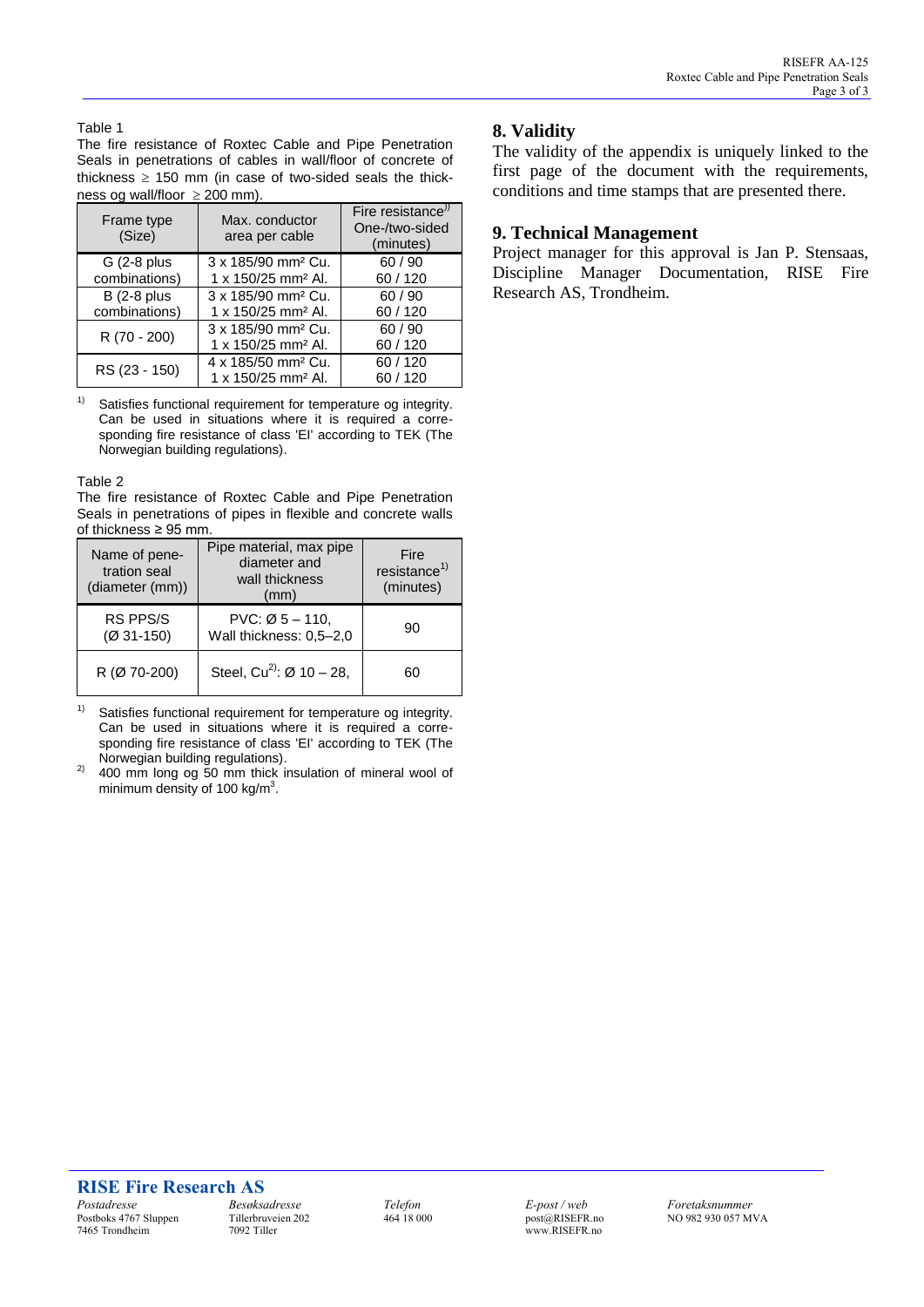Table 1

The fire resistance of Roxtec Cable and Pipe Penetration Seals in penetrations of cables in wall/floor of concrete of thickness ≥ 150 mm (in case of two-sided seals the thickness og wall/floor ≥ 200 mm).

| Frame type (Size) | Max. conductor area per cable | Fire resistance[1] One-/two-sided (minutes) |
|---|---|---|
| G (2-8 plus combinations) | 3 x 185/90 mm² Cu.<br>1 x 150/25 mm² Al. | 60 / 90<br>60 / 120 |
| B (2-8 plus combinations) | 3 x 185/90 mm² Cu.<br>1 x 150/25 mm² Al. | 60 / 90<br>60 / 120 |
| R (70 - 200) | 3 x 185/90 mm² Cu.<br>1 x 150/25 mm² Al. | 60 / 90<br>60 / 120 |
| RS (23 - 150) | 4 x 185/50 mm² Cu.<br>1 x 150/25 mm² Al. | 60 / 120<br>60 / 120 |

[1] Satisfies functional requirement for temperature og integrity. Can be used in situations where it is required a corresponding fire resistance of class 'EI' according to TEK (The Norwegian building regulations).

Table 2

The fire resistance of Roxtec Cable and Pipe Penetration Seals in penetrations of pipes in flexible and concrete walls of thickness ≥ 95 mm.

| Name of penetration seal (diameter (mm)) | Pipe material, max pipe diameter and wall thickness (mm) | Fire resistance[1] (minutes) |
|---|---|---|
| RS PPS/S (Ø 31-150) | PVC: Ø 5 – 110, Wall thickness: 0,5–2,0 | 90 |
| R (Ø 70-200) | Steel, Cu[2]: Ø 10 – 28, | 60 |

[1] Satisfies functional requirement for temperature og integrity. Can be used in situations where it is required a corresponding fire resistance of class 'EI' according to TEK (The Norwegian building regulations).

[2] 400 mm long og 50 mm thick insulation of mineral wool of minimum density of 100 kg/m$^3$.

## 8. Validity

The validity of the appendix is uniquely linked to the first page of the document with the requirements, conditions and time stamps that are presented there.

## 9. Technical Management

Project manager for this approval is Jan P. Stensaas, Discipline Manager Documentation, RISE Fire Research AS, Trondheim.